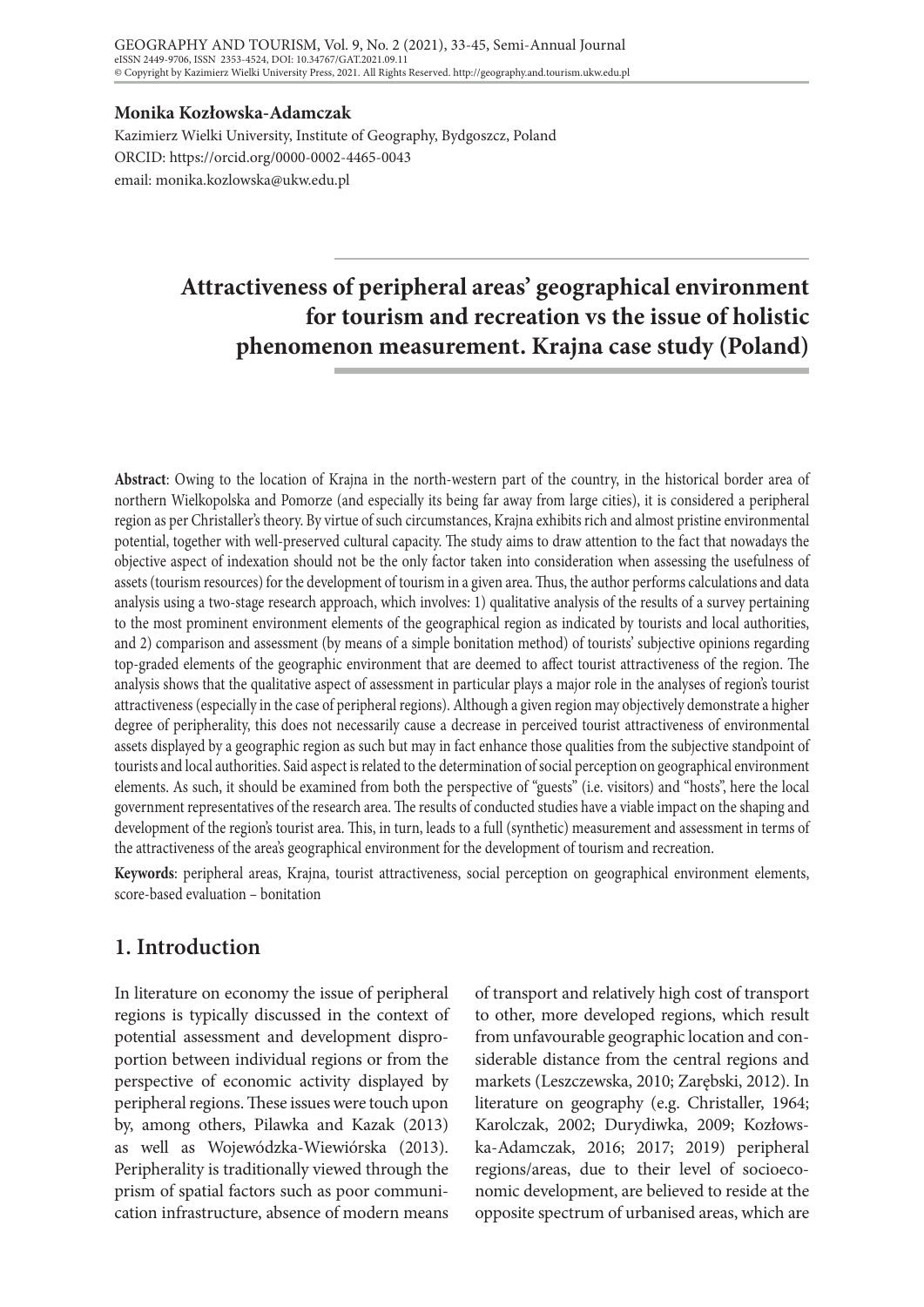**Monika Kozłowska-Adamczak**

Kazimierz Wielki University, Institute of Geography, Bydgoszcz, Poland
ORCID: https://orcid.org/0000-0002-4465-0043
email: monika.kozlowska@ukw.edu.pl

# Attractiveness of peripheral areas' geographical environment for tourism and recreation vs the issue of holistic phenomenon measurement. Krajna case study (Poland)

**Abstract**: Owing to the location of Krajna in the north-western part of the country, in the historical border area of northern Wielkopolska and Pomorze (and especially its being far away from large cities), it is considered a peripheral region as per Christaller's theory. By virtue of such circumstances, Krajna exhibits rich and almost pristine environmental potential, together with well-preserved cultural capacity. The study aims to draw attention to the fact that nowadays the objective aspect of indexation should not be the only factor taken into consideration when assessing the usefulness of assets (tourism resources) for the development of tourism in a given area. Thus, the author performs calculations and data analysis using a two-stage research approach, which involves: 1) qualitative analysis of the results of a survey pertaining to the most prominent environment elements of the geographical region as indicated by tourists and local authorities, and 2) comparison and assessment (by means of a simple bonitation method) of tourists' subjective opinions regarding top-graded elements of the geographic environment that are deemed to affect tourist attractiveness of the region. The analysis shows that the qualitative aspect of assessment in particular plays a major role in the analyses of region's tourist attractiveness (especially in the case of peripheral regions). Although a given region may objectively demonstrate a higher degree of peripherality, this does not necessarily cause a decrease in perceived tourist attractiveness of environmental assets displayed by a geographic region as such but may in fact enhance those qualities from the subjective standpoint of tourists and local authorities. Said aspect is related to the determination of social perception on geographical environment elements. As such, it should be examined from both the perspective of "guests" (i.e. visitors) and "hosts", here the local government representatives of the research area. The results of conducted studies have a viable impact on the shaping and development of the region's tourist area. This, in turn, leads to a full (synthetic) measurement and assessment in terms of the attractiveness of the area's geographical environment for the development of tourism and recreation.

**Keywords**: peripheral areas, Krajna, tourist attractiveness, social perception on geographical environment elements, score-based evaluation – bonitation

## 1. Introduction

In literature on economy the issue of peripheral regions is typically discussed in the context of potential assessment and development disproportion between individual regions or from the perspective of economic activity displayed by peripheral regions. These issues were touch upon by, among others, Pilawka and Kazak (2013) as well as Wojewódzka-Wiewiórska (2013). Peripherality is traditionally viewed through the prism of spatial factors such as poor communication infrastructure, absence of modern means of transport and relatively high cost of transport to other, more developed regions, which result from unfavourable geographic location and considerable distance from the central regions and markets (Leszczewska, 2010; Zarębski, 2012). In literature on geography (e.g. Christaller, 1964; Karolczak, 2002; Durydiwka, 2009; Kozłowska-Adamczak, 2016; 2017; 2019) peripheral regions/areas, due to their level of socioeconomic development, are believed to reside at the opposite spectrum of urbanised areas, which are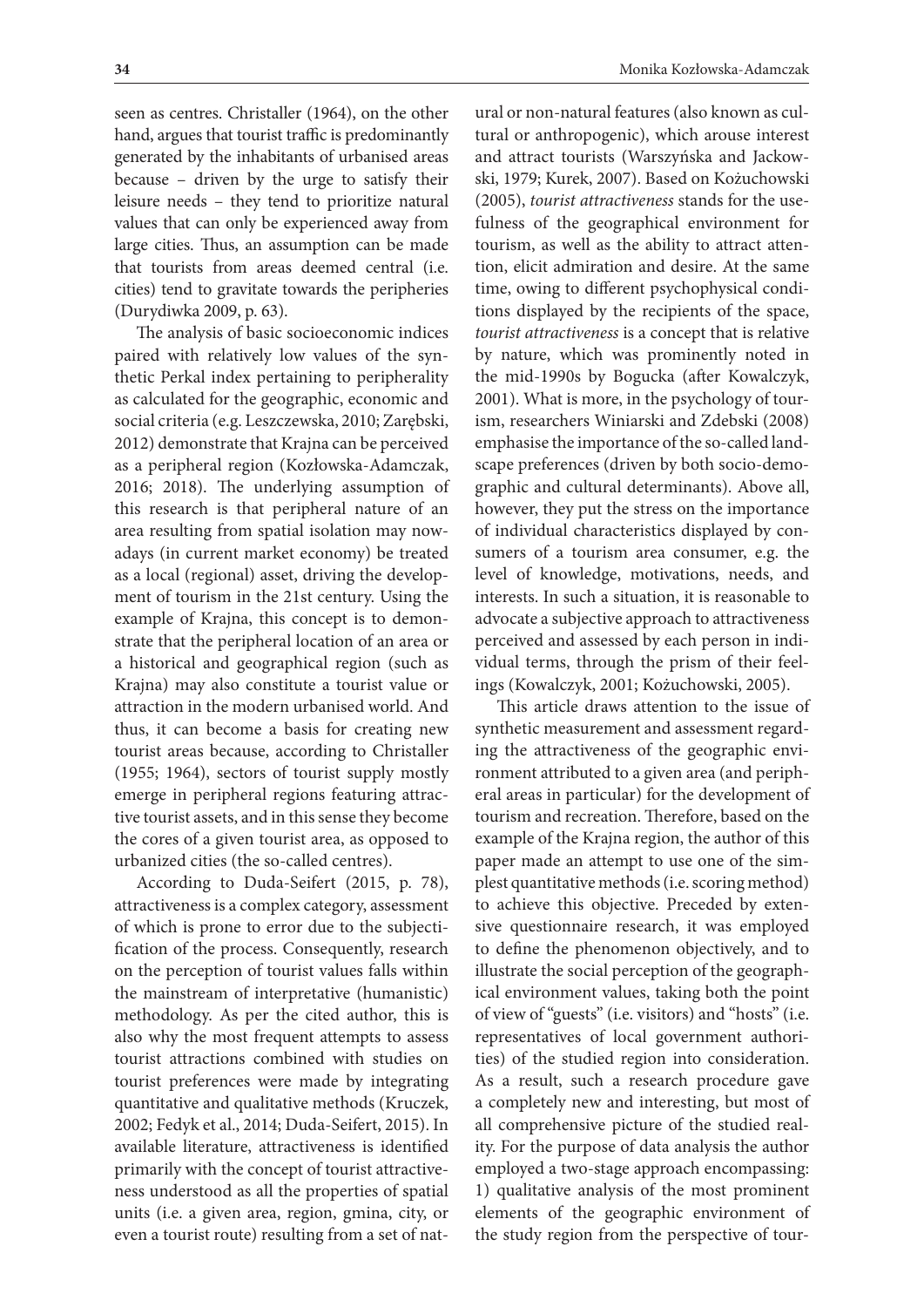seen as centres. Christaller (1964), on the other hand, argues that tourist traffic is predominantly generated by the inhabitants of urbanised areas because – driven by the urge to satisfy their leisure needs – they tend to prioritize natural values that can only be experienced away from large cities. Thus, an assumption can be made that tourists from areas deemed central (i.e. cities) tend to gravitate towards the peripheries (Durydiwka 2009, p. 63).

The analysis of basic socioeconomic indices paired with relatively low values of the synthetic Perkal index pertaining to peripherality as calculated for the geographic, economic and social criteria (e.g. Leszczewska, 2010; Zarębski, 2012) demonstrate that Krajna can be perceived as a peripheral region (Kozłowska-Adamczak, 2016; 2018). The underlying assumption of this research is that peripheral nature of an area resulting from spatial isolation may nowadays (in current market economy) be treated as a local (regional) asset, driving the development of tourism in the 21st century. Using the example of Krajna, this concept is to demonstrate that the peripheral location of an area or a historical and geographical region (such as Krajna) may also constitute a tourist value or attraction in the modern urbanised world. And thus, it can become a basis for creating new tourist areas because, according to Christaller (1955; 1964), sectors of tourist supply mostly emerge in peripheral regions featuring attractive tourist assets, and in this sense they become the cores of a given tourist area, as opposed to urbanized cities (the so-called centres).

According to Duda-Seifert (2015, p. 78), attractiveness is a complex category, assessment of which is prone to error due to the subjectification of the process. Consequently, research on the perception of tourist values falls within the mainstream of interpretative (humanistic) methodology. As per the cited author, this is also why the most frequent attempts to assess tourist attractions combined with studies on tourist preferences were made by integrating quantitative and qualitative methods (Kruczek, 2002; Fedyk et al., 2014; Duda-Seifert, 2015). In available literature, attractiveness is identified primarily with the concept of tourist attractiveness understood as all the properties of spatial units (i.e. a given area, region, gmina, city, or even a tourist route) resulting from a set of natural or non-natural features (also known as cultural or anthropogenic), which arouse interest and attract tourists (Warszyńska and Jackowski, 1979; Kurek, 2007). Based on Kożuchowski (2005), *tourist attractiveness* stands for the usefulness of the geographical environment for tourism, as well as the ability to attract attention, elicit admiration and desire. At the same time, owing to different psychophysical conditions displayed by the recipients of the space, *tourist attractiveness* is a concept that is relative by nature, which was prominently noted in the mid-1990s by Bogucka (after Kowalczyk, 2001). What is more, in the psychology of tourism, researchers Winiarski and Zdebski (2008) emphasise the importance of the so-called landscape preferences (driven by both socio-demographic and cultural determinants). Above all, however, they put the stress on the importance of individual characteristics displayed by consumers of a tourism area consumer, e.g. the level of knowledge, motivations, needs, and interests. In such a situation, it is reasonable to advocate a subjective approach to attractiveness perceived and assessed by each person in individual terms, through the prism of their feelings (Kowalczyk, 2001; Kożuchowski, 2005).

This article draws attention to the issue of synthetic measurement and assessment regarding the attractiveness of the geographic environment attributed to a given area (and peripheral areas in particular) for the development of tourism and recreation. Therefore, based on the example of the Krajna region, the author of this paper made an attempt to use one of the simplest quantitative methods (i.e. scoring method) to achieve this objective. Preceded by extensive questionnaire research, it was employed to define the phenomenon objectively, and to illustrate the social perception of the geographical environment values, taking both the point of view of "guests" (i.e. visitors) and "hosts" (i.e. representatives of local government authorities) of the studied region into consideration. As a result, such a research procedure gave a completely new and interesting, but most of all comprehensive picture of the studied reality. For the purpose of data analysis the author employed a two-stage approach encompassing: 1) qualitative analysis of the most prominent elements of the geographic environment of the study region from the perspective of tour-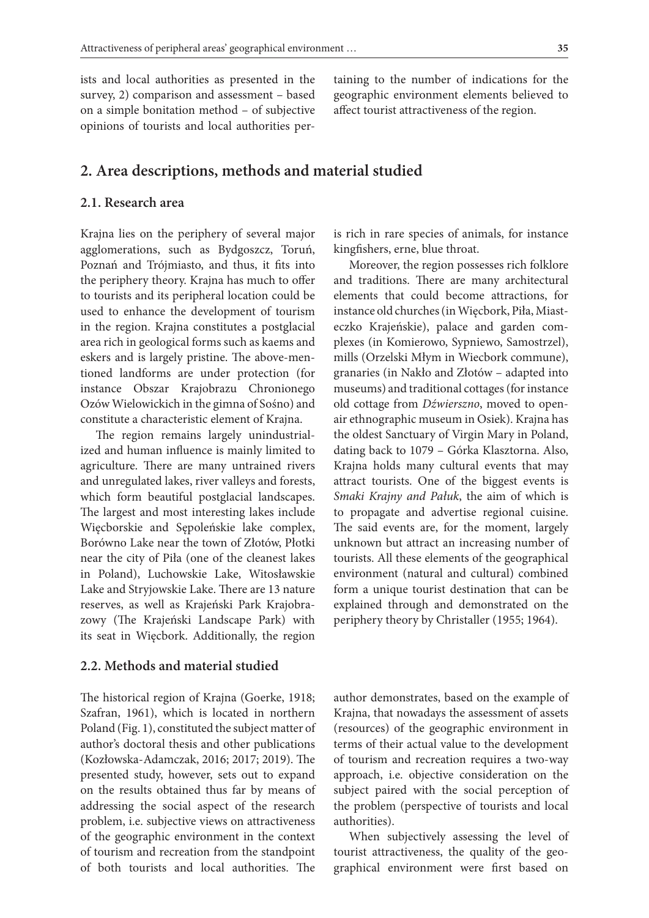ists and local authorities as presented in the survey, 2) comparison and assessment – based on a simple bonitation method – of subjective opinions of tourists and local authorities pertaining to the number of indications for the geographic environment elements believed to affect tourist attractiveness of the region.

## 2. Area descriptions, methods and material studied

### 2.1. Research area

Krajna lies on the periphery of several major agglomerations, such as Bydgoszcz, Toruń, Poznań and Trójmiasto, and thus, it fits into the periphery theory. Krajna has much to offer to tourists and its peripheral location could be used to enhance the development of tourism in the region. Krajna constitutes a postglacial area rich in geological forms such as kaems and eskers and is largely pristine. The above-mentioned landforms are under protection (for instance Obszar Krajobrazu Chronionego Ozów Wielowickich in the gimna of Sośno) and constitute a characteristic element of Krajna.

The region remains largely unindustrialized and human influence is mainly limited to agriculture. There are many untrained rivers and unregulated lakes, river valleys and forests, which form beautiful postglacial landscapes. The largest and most interesting lakes include Więcborskie and Sępoleńskie lake complex, Borówno Lake near the town of Złotów, Płotki near the city of Piła (one of the cleanest lakes in Poland), Luchowskie Lake, Witosławskie Lake and Stryjowskie Lake. There are 13 nature reserves, as well as Krajeński Park Krajobrazowy (The Krajeński Landscape Park) with its seat in Więcbork. Additionally, the region is rich in rare species of animals, for instance kingfishers, erne, blue throat.

Moreover, the region possesses rich folklore and traditions. There are many architectural elements that could become attractions, for instance old churches (in Więcbork, Piła, Miasteczko Krajeńskie), palace and garden complexes (in Komierowo, Sypniewo, Samostrzel), mills (Orzelski Młym in Wiecbork commune), granaries (in Nakło and Złotów – adapted into museums) and traditional cottages (for instance old cottage from *Dźwierszno*, moved to open-air ethnographic museum in Osiek). Krajna has the oldest Sanctuary of Virgin Mary in Poland, dating back to 1079 – Górka Klasztorna. Also, Krajna holds many cultural events that may attract tourists. One of the biggest events is *Smaki Krajny and Pałuk*, the aim of which is to propagate and advertise regional cuisine. The said events are, for the moment, largely unknown but attract an increasing number of tourists. All these elements of the geographical environment (natural and cultural) combined form a unique tourist destination that can be explained through and demonstrated on the periphery theory by Christaller (1955; 1964).

### 2.2. Methods and material studied

The historical region of Krajna (Goerke, 1918; Szafran, 1961), which is located in northern Poland (Fig. 1), constituted the subject matter of author's doctoral thesis and other publications (Kozłowska-Adamczak, 2016; 2017; 2019). The presented study, however, sets out to expand on the results obtained thus far by means of addressing the social aspect of the research problem, i.e. subjective views on attractiveness of the geographic environment in the context of tourism and recreation from the standpoint of both tourists and local authorities. The author demonstrates, based on the example of Krajna, that nowadays the assessment of assets (resources) of the geographic environment in terms of their actual value to the development of tourism and recreation requires a two-way approach, i.e. objective consideration on the subject paired with the social perception of the problem (perspective of tourists and local authorities).

When subjectively assessing the level of tourist attractiveness, the quality of the geographical environment were first based on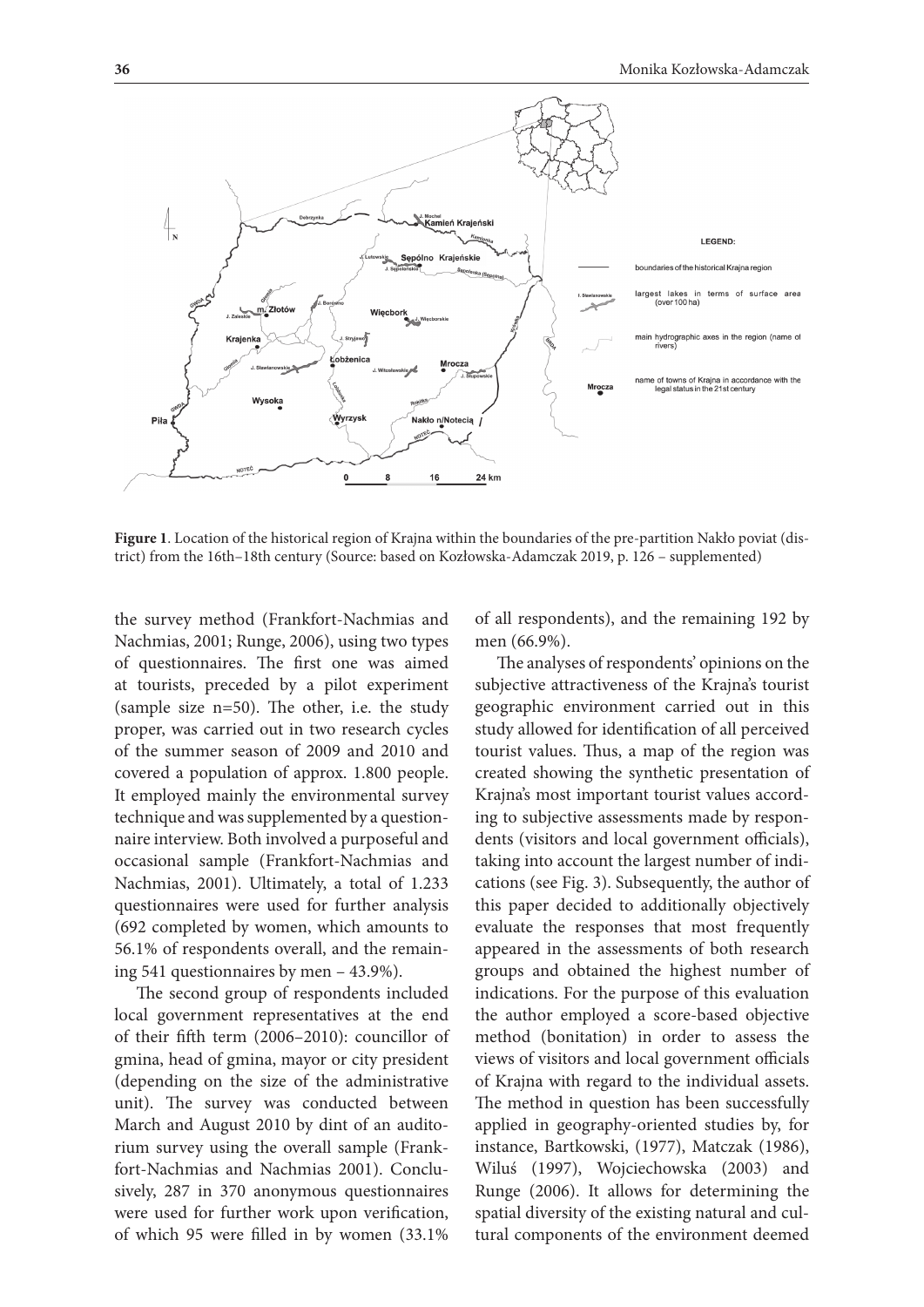**Figure 1**. Location of the historical region of Krajna within the boundaries of the pre-partition Nakło poviat (district) from the 16th–18th century (Source: based on Kozłowska-Adamczak 2019, p. 126 – supplemented)

the survey method (Frankfort-Nachmias and Nachmias, 2001; Runge, 2006), using two types of questionnaires. The first one was aimed at tourists, preceded by a pilot experiment (sample size n=50). The other, i.e. the study proper, was carried out in two research cycles of the summer season of 2009 and 2010 and covered a population of approx. 1.800 people. It employed mainly the environmental survey technique and was supplemented by a questionnaire interview. Both involved a purposeful and occasional sample (Frankfort-Nachmias and Nachmias, 2001). Ultimately, a total of 1.233 questionnaires were used for further analysis (692 completed by women, which amounts to 56.1% of respondents overall, and the remaining 541 questionnaires by men – 43.9%).

The second group of respondents included local government representatives at the end of their fifth term (2006–2010): councillor of gmina, head of gmina, mayor or city president (depending on the size of the administrative unit). The survey was conducted between March and August 2010 by dint of an auditorium survey using the overall sample (Frankfort-Nachmias and Nachmias 2001). Conclusively, 287 in 370 anonymous questionnaires were used for further work upon verification, of which 95 were filled in by women (33.1% of all respondents), and the remaining 192 by men (66.9%).

The analyses of respondents' opinions on the subjective attractiveness of the Krajna's tourist geographic environment carried out in this study allowed for identification of all perceived tourist values. Thus, a map of the region was created showing the synthetic presentation of Krajna's most important tourist values according to subjective assessments made by respondents (visitors and local government officials), taking into account the largest number of indications (see Fig. 3). Subsequently, the author of this paper decided to additionally objectively evaluate the responses that most frequently appeared in the assessments of both research groups and obtained the highest number of indications. For the purpose of this evaluation the author employed a score-based objective method (bonitation) in order to assess the views of visitors and local government officials of Krajna with regard to the individual assets. The method in question has been successfully applied in geography-oriented studies by, for instance, Bartkowski, (1977), Matczak (1986), Wiluś (1997), Wojciechowska (2003) and Runge (2006). It allows for determining the spatial diversity of the existing natural and cultural components of the environment deemed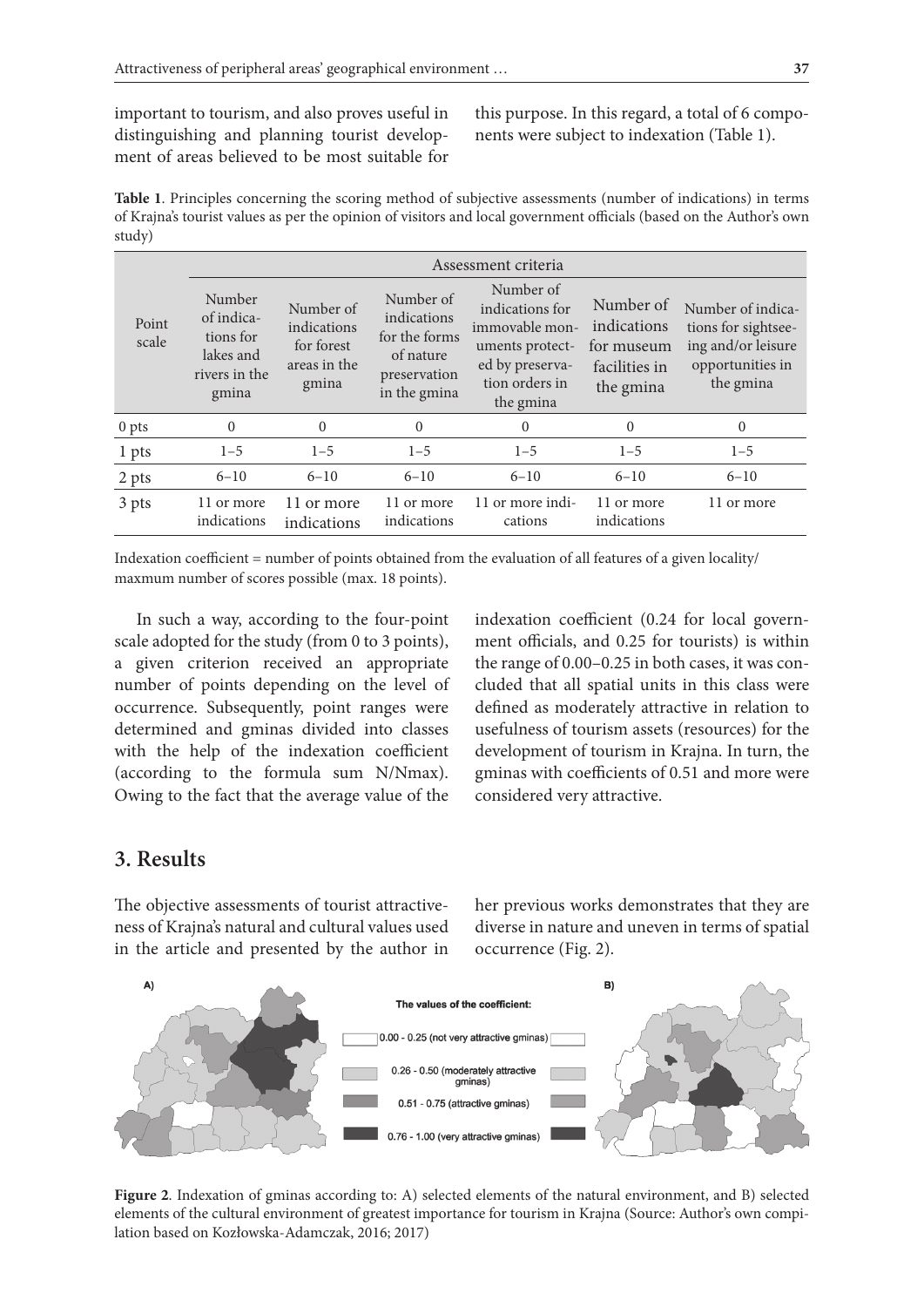important to tourism, and also proves useful in distinguishing and planning tourist development of areas believed to be most suitable for this purpose. In this regard, a total of 6 components were subject to indexation (Table 1).

**Table 1**. Principles concerning the scoring method of subjective assessments (number of indications) in terms of Krajna's tourist values as per the opinion of visitors and local government officials (based on the Author's own study)

| Point scale | Assessment criteria | | | | | |
|---|---|---|---|---|---|---|
| | Number of indications for lakes and rivers in the gmina | Number of indications for forest areas in the gmina | Number of indications for the forms of nature preservation in the gmina | Number of indications for immovable monuments protected by preservation orders in the gmina | Number of indications for museum facilities in the gmina | Number of indications for sightseeing and/or leisure opportunities in the gmina |
| 0 pts | 0 | 0 | 0 | 0 | 0 | 0 |
| 1 pts | 1–5 | 1–5 | 1–5 | 1–5 | 1–5 | 1–5 |
| 2 pts | 6–10 | 6–10 | 6–10 | 6–10 | 6–10 | 6–10 |
| 3 pts | 11 or more indications | 11 or more indications | 11 or more indications | 11 or more indications | 11 or more indications | 11 or more |

Indexation coefficient = number of points obtained from the evaluation of all features of a given locality/ maxmum number of scores possible (max. 18 points).

In such a way, according to the four-point scale adopted for the study (from 0 to 3 points), a given criterion received an appropriate number of points depending on the level of occurrence. Subsequently, point ranges were determined and gminas divided into classes with the help of the indexation coefficient (according to the formula sum N/Nmax). Owing to the fact that the average value of the indexation coefficient (0.24 for local government officials, and 0.25 for tourists) is within the range of 0.00–0.25 in both cases, it was concluded that all spatial units in this class were defined as moderately attractive in relation to usefulness of tourism assets (resources) for the development of tourism in Krajna. In turn, the gminas with coefficients of 0.51 and more were considered very attractive.

## 3. Results

The objective assessments of tourist attractiveness of Krajna's natural and cultural values used in the article and presented by the author in her previous works demonstrates that they are diverse in nature and uneven in terms of spatial occurrence (Fig. 2).

**Figure 2**. Indexation of gminas according to: A) selected elements of the natural environment, and B) selected elements of the cultural environment of greatest importance for tourism in Krajna (Source: Author's own compilation based on Kozłowska-Adamczak, 2016; 2017)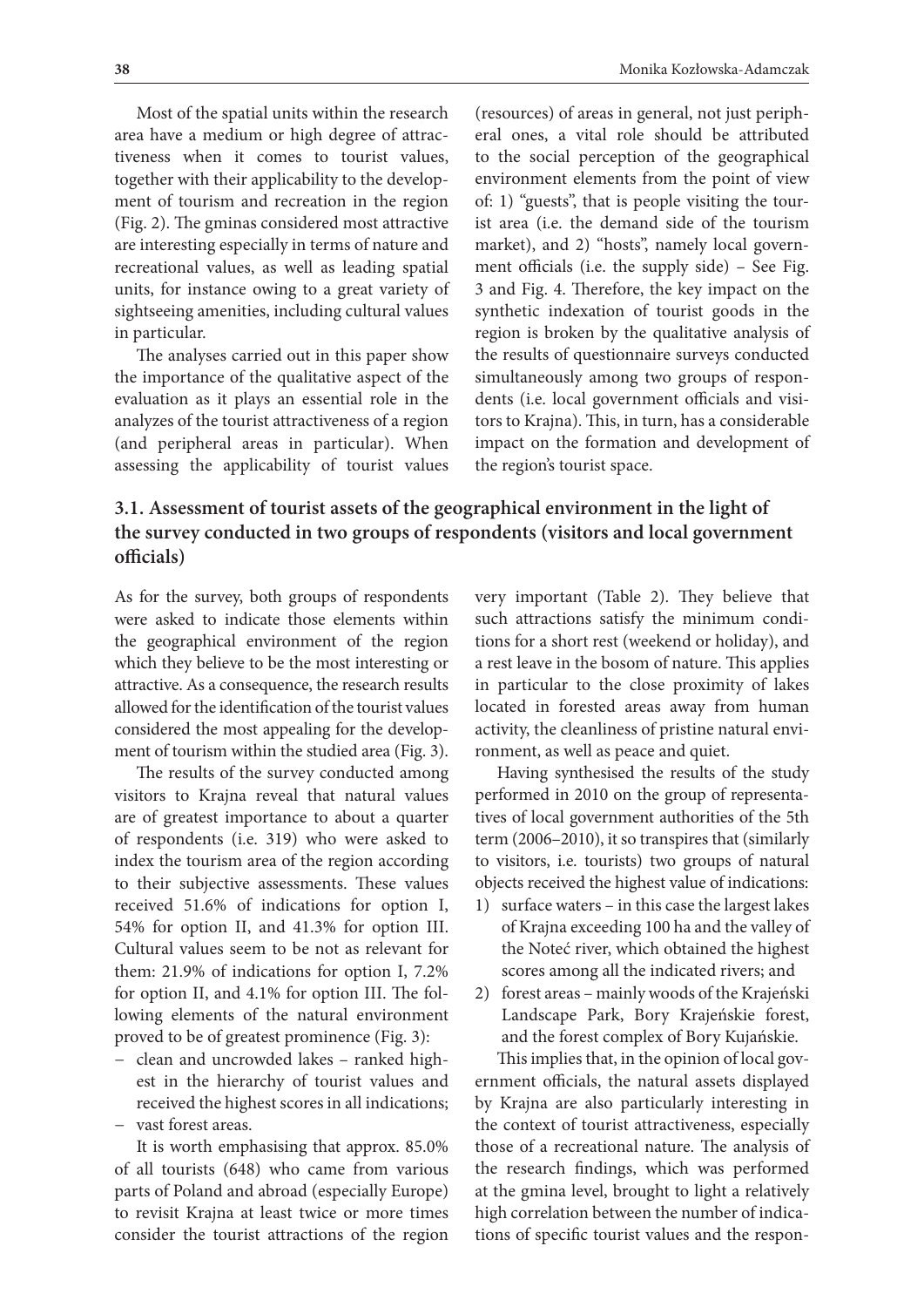Most of the spatial units within the research area have a medium or high degree of attractiveness when it comes to tourist values, together with their applicability to the development of tourism and recreation in the region (Fig. 2). The gminas considered most attractive are interesting especially in terms of nature and recreational values, as well as leading spatial units, for instance owing to a great variety of sightseeing amenities, including cultural values in particular.

The analyses carried out in this paper show the importance of the qualitative aspect of the evaluation as it plays an essential role in the analyzes of the tourist attractiveness of a region (and peripheral areas in particular). When assessing the applicability of tourist values (resources) of areas in general, not just peripheral ones, a vital role should be attributed to the social perception of the geographical environment elements from the point of view of: 1) "guests", that is people visiting the tourist area (i.e. the demand side of the tourism market), and 2) "hosts", namely local government officials (i.e. the supply side) – See Fig. 3 and Fig. 4. Therefore, the key impact on the synthetic indexation of tourist goods in the region is broken by the qualitative analysis of the results of questionnaire surveys conducted simultaneously among two groups of respondents (i.e. local government officials and visitors to Krajna). This, in turn, has a considerable impact on the formation and development of the region's tourist space.

### 3.1. Assessment of tourist assets of the geographical environment in the light of the survey conducted in two groups of respondents (visitors and local government officials)

As for the survey, both groups of respondents were asked to indicate those elements within the geographical environment of the region which they believe to be the most interesting or attractive. As a consequence, the research results allowed for the identification of the tourist values considered the most appealing for the development of tourism within the studied area (Fig. 3).

The results of the survey conducted among visitors to Krajna reveal that natural values are of greatest importance to about a quarter of respondents (i.e. 319) who were asked to index the tourism area of the region according to their subjective assessments. These values received 51.6% of indications for option I, 54% for option II, and 41.3% for option III. Cultural values seem to be not as relevant for them: 21.9% of indications for option I, 7.2% for option II, and 4.1% for option III. The following elements of the natural environment proved to be of greatest prominence (Fig. 3):

- clean and uncrowded lakes – ranked highest in the hierarchy of tourist values and received the highest scores in all indications;
- vast forest areas.

It is worth emphasising that approx. 85.0% of all tourists (648) who came from various parts of Poland and abroad (especially Europe) to revisit Krajna at least twice or more times consider the tourist attractions of the region very important (Table 2). They believe that such attractions satisfy the minimum conditions for a short rest (weekend or holiday), and a rest leave in the bosom of nature. This applies in particular to the close proximity of lakes located in forested areas away from human activity, the cleanliness of pristine natural environment, as well as peace and quiet.

Having synthesised the results of the study performed in 2010 on the group of representatives of local government authorities of the 5th term (2006–2010), it so transpires that (similarly to visitors, i.e. tourists) two groups of natural objects received the highest value of indications:

1) surface waters – in this case the largest lakes of Krajna exceeding 100 ha and the valley of the Noteć river, which obtained the highest scores among all the indicated rivers; and
2) forest areas – mainly woods of the Krajeński Landscape Park, Bory Krajeńskie forest, and the forest complex of Bory Kujańskie.

This implies that, in the opinion of local government officials, the natural assets displayed by Krajna are also particularly interesting in the context of tourist attractiveness, especially those of a recreational nature. The analysis of the research findings, which was performed at the gmina level, brought to light a relatively high correlation between the number of indications of specific tourist values and the respon-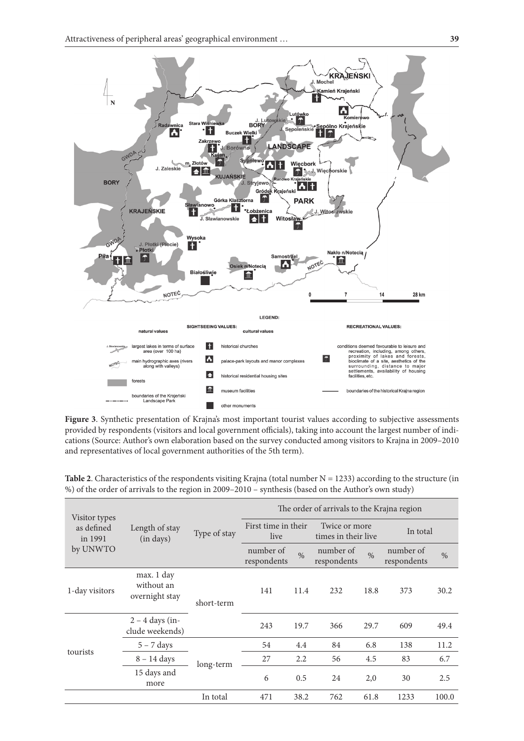**Figure 3**. Synthetic presentation of Krajna's most important tourist values according to subjective assessments provided by respondents (visitors and local government officials), taking into account the largest number of indications (Source: Author's own elaboration based on the survey conducted among visitors to Krajna in 2009–2010 and representatives of local government authorities of the 5th term).

**Table 2**. Characteristics of the respondents visiting Krajna (total number N = 1233) according to the structure (in %) of the order of arrivals to the region in 2009–2010 – synthesis (based on the Author's own study)

| Visitor types as defined in 1991 by UNWTO | Length of stay (in days) | Type of stay | The order of arrivals to the Krajna region | | | | | |
|---|---|---|---|---|---|---|---|---|
| | | | First time in their live | | Twice or more times in their live | | In total | |
| | | | number of respondents | % | number of respondents | % | number of respondents | % |
| 1-day visitors | max. 1 day without an overnight stay | short-term | 141 | 11.4 | 232 | 18.8 | 373 | 30.2 |
| tourists | 2 – 4 days (include weekends) | short-term | 243 | 19.7 | 366 | 29.7 | 609 | 49.4 |
| | 5 – 7 days | long-term | 54 | 4.4 | 84 | 6.8 | 138 | 11.2 |
| | 8 – 14 days | long-term | 27 | 2.2 | 56 | 4.5 | 83 | 6.7 |
| | 15 days and more | long-term | 6 | 0.5 | 24 | 2,0 | 30 | 2.5 |
| | | In total | 471 | 38.2 | 762 | 61.8 | 1233 | 100.0 |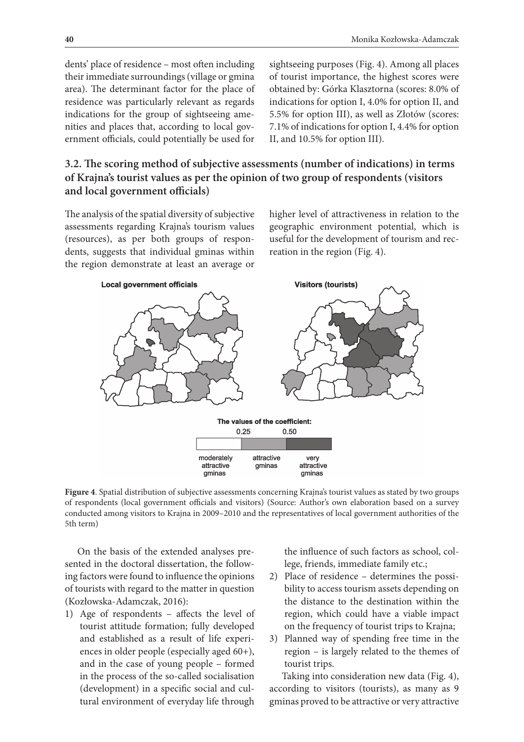dents' place of residence – most often including their immediate surroundings (village or gmina area). The determinant factor for the place of residence was particularly relevant as regards indications for the group of sightseeing amenities and places that, according to local government officials, could potentially be used for sightseeing purposes (Fig. 4). Among all places of tourist importance, the highest scores were obtained by: Górka Klasztorna (scores: 8.0% of indications for option I, 4.0% for option II, and 5.5% for option III), as well as Złotów (scores: 7.1% of indications for option I, 4.4% for option II, and 10.5% for option III).

### 3.2. The scoring method of subjective assessments (number of indications) in terms of Krajna's tourist values as per the opinion of two group of respondents (visitors and local government officials)

The analysis of the spatial diversity of subjective assessments regarding Krajna's tourism values (resources), as per both groups of respondents, suggests that individual gminas within the region demonstrate at least an average or higher level of attractiveness in relation to the geographic environment potential, which is useful for the development of tourism and recreation in the region (Fig. 4).

**Figure 4**. Spatial distribution of subjective assessments concerning Krajna's tourist values as stated by two groups of respondents (local government officials and visitors) (Source: Author's own elaboration based on a survey conducted among visitors to Krajna in 2009–2010 and the representatives of local government authorities of the 5th term)

On the basis of the extended analyses presented in the doctoral dissertation, the following factors were found to influence the opinions of tourists with regard to the matter in question (Kozłowska-Adamczak, 2016):

1) Age of respondents – affects the level of tourist attitude formation; fully developed and established as a result of life experiences in older people (especially aged 60+), and in the case of young people – formed in the process of the so-called socialisation (development) in a specific social and cultural environment of everyday life through the influence of such factors as school, college, friends, immediate family etc.;
2) Place of residence – determines the possibility to access tourism assets depending on the distance to the destination within the region, which could have a viable impact on the frequency of tourist trips to Krajna;
3) Planned way of spending free time in the region – is largely related to the themes of tourist trips.

Taking into consideration new data (Fig. 4), according to visitors (tourists), as many as 9 gminas proved to be attractive or very attractive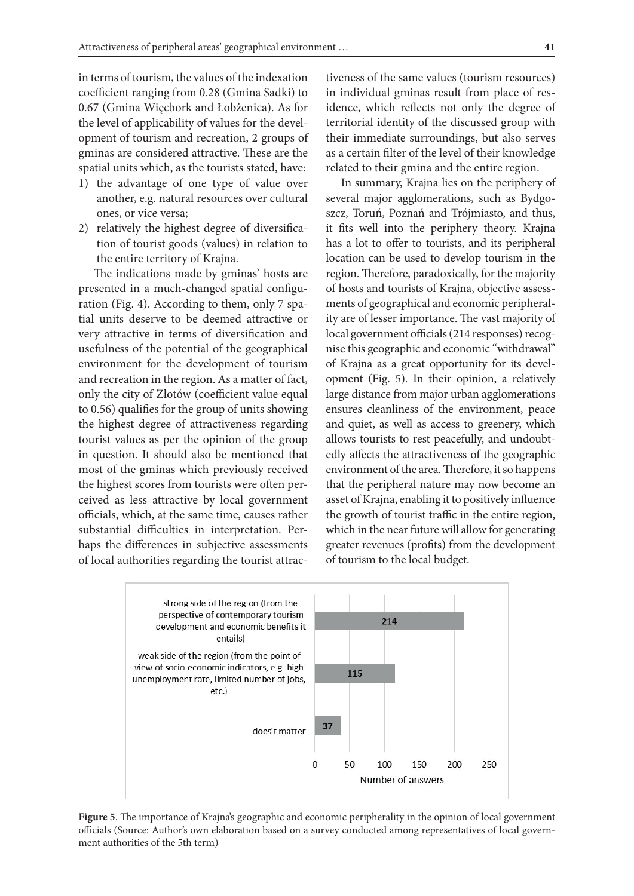in terms of tourism, the values of the indexation coefficient ranging from 0.28 (Gmina Sadki) to 0.67 (Gmina Więcbork and Łobżenica). As for the level of applicability of values for the development of tourism and recreation, 2 groups of gminas are considered attractive. These are the spatial units which, as the tourists stated, have:

1) the advantage of one type of value over another, e.g. natural resources over cultural ones, or vice versa;
2) relatively the highest degree of diversification of tourist goods (values) in relation to the entire territory of Krajna.

The indications made by gminas' hosts are presented in a much-changed spatial configuration (Fig. 4). According to them, only 7 spatial units deserve to be deemed attractive or very attractive in terms of diversification and usefulness of the potential of the geographical environment for the development of tourism and recreation in the region. As a matter of fact, only the city of Złotów (coefficient value equal to 0.56) qualifies for the group of units showing the highest degree of attractiveness regarding tourist values as per the opinion of the group in question. It should also be mentioned that most of the gminas which previously received the highest scores from tourists were often perceived as less attractive by local government officials, which, at the same time, causes rather substantial difficulties in interpretation. Perhaps the differences in subjective assessments of local authorities regarding the tourist attractiveness of the same values (tourism resources) in individual gminas result from place of residence, which reflects not only the degree of territorial identity of the discussed group with their immediate surroundings, but also serves as a certain filter of the level of their knowledge related to their gmina and the entire region.

In summary, Krajna lies on the periphery of several major agglomerations, such as Bydgoszcz, Toruń, Poznań and Trójmiasto, and thus, it fits well into the periphery theory. Krajna has a lot to offer to tourists, and its peripheral location can be used to develop tourism in the region. Therefore, paradoxically, for the majority of hosts and tourists of Krajna, objective assessments of geographical and economic peripherality are of lesser importance. The vast majority of local government officials (214 responses) recognise this geographic and economic "withdrawal" of Krajna as a great opportunity for its development (Fig. 5). In their opinion, a relatively large distance from major urban agglomerations ensures cleanliness of the environment, peace and quiet, as well as access to greenery, which allows tourists to rest peacefully, and undoubtedly affects the attractiveness of the geographic environment of the area. Therefore, it so happens that the peripheral nature may now become an asset of Krajna, enabling it to positively influence the growth of tourist traffic in the entire region, which in the near future will allow for generating greater revenues (profits) from the development of tourism to the local budget.

| Answer | Number of answers |
|---|---|
| strong side of the region (from the perspective of contemporary tourism development and economic benefits it entails) | 214 |
| weak side of the region (from the point of view of socio-economic indicators, e.g. high unemployment rate, limited number of jobs, etc.) | 115 |
| does't matter | 37 |

**Figure 5**. The importance of Krajna's geographic and economic peripherality in the opinion of local government officials (Source: Author's own elaboration based on a survey conducted among representatives of local government authorities of the 5th term)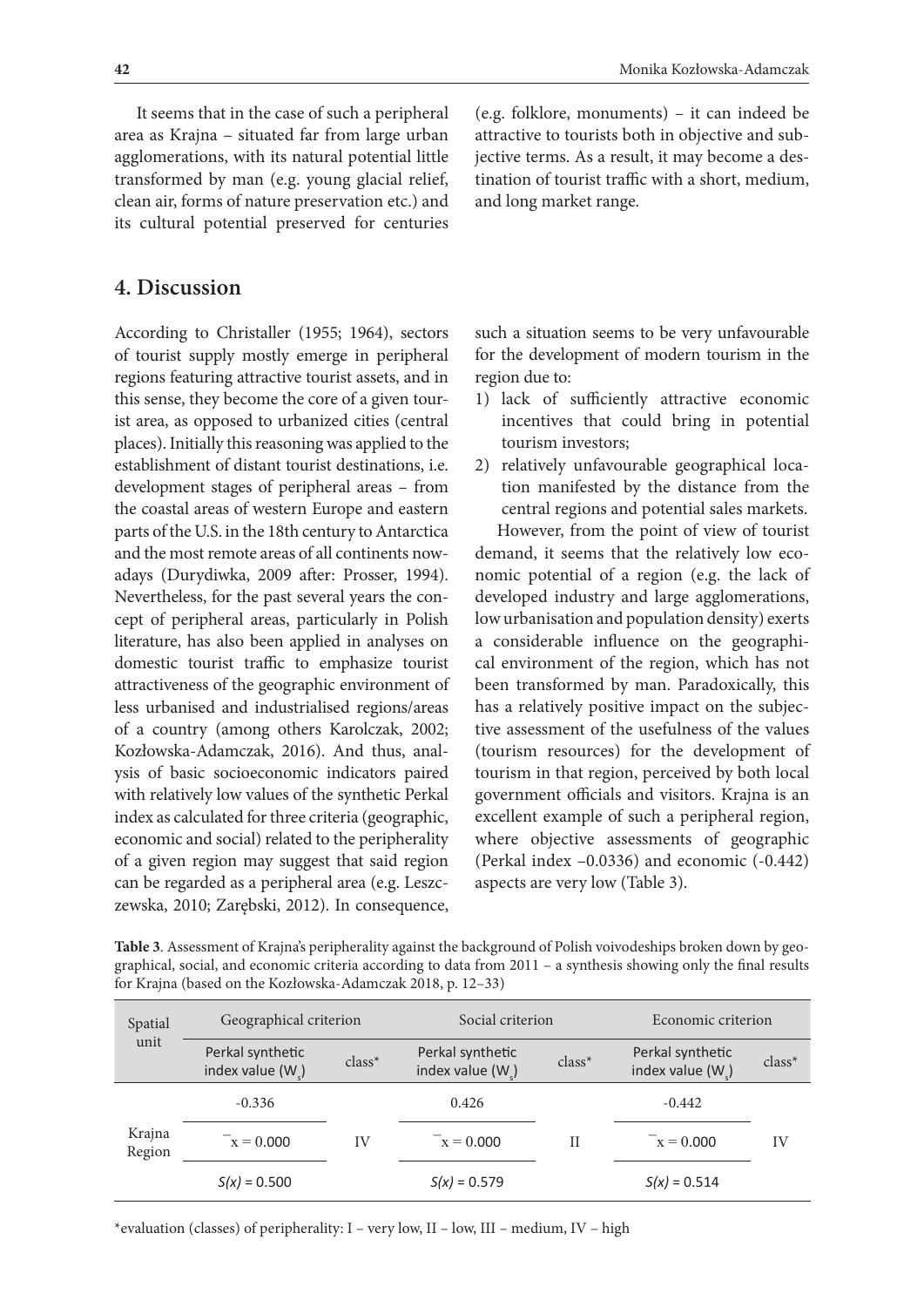It seems that in the case of such a peripheral area as Krajna – situated far from large urban agglomerations, with its natural potential little transformed by man (e.g. young glacial relief, clean air, forms of nature preservation etc.) and its cultural potential preserved for centuries (e.g. folklore, monuments) – it can indeed be attractive to tourists both in objective and subjective terms. As a result, it may become a destination of tourist traffic with a short, medium, and long market range.

## 4. Discussion

According to Christaller (1955; 1964), sectors of tourist supply mostly emerge in peripheral regions featuring attractive tourist assets, and in this sense, they become the core of a given tourist area, as opposed to urbanized cities (central places). Initially this reasoning was applied to the establishment of distant tourist destinations, i.e. development stages of peripheral areas – from the coastal areas of western Europe and eastern parts of the U.S. in the 18th century to Antarctica and the most remote areas of all continents nowadays (Durydiwka, 2009 after: Prosser, 1994). Nevertheless, for the past several years the concept of peripheral areas, particularly in Polish literature, has also been applied in analyses on domestic tourist traffic to emphasize tourist attractiveness of the geographic environment of less urbanised and industrialised regions/areas of a country (among others Karolczak, 2002; Kozłowska-Adamczak, 2016). And thus, analysis of basic socioeconomic indicators paired with relatively low values of the synthetic Perkal index as calculated for three criteria (geographic, economic and social) related to the peripherality of a given region may suggest that said region can be regarded as a peripheral area (e.g. Leszczewska, 2010; Zarębski, 2012). In consequence, such a situation seems to be very unfavourable for the development of modern tourism in the region due to:

1) lack of sufficiently attractive economic incentives that could bring in potential tourism investors;
2) relatively unfavourable geographical location manifested by the distance from the central regions and potential sales markets.

However, from the point of view of tourist demand, it seems that the relatively low economic potential of a region (e.g. the lack of developed industry and large agglomerations, low urbanisation and population density) exerts a considerable influence on the geographical environment of the region, which has not been transformed by man. Paradoxically, this has a relatively positive impact on the subjective assessment of the usefulness of the values (tourism resources) for the development of tourism in that region, perceived by both local government officials and visitors. Krajna is an excellent example of such a peripheral region, where objective assessments of geographic (Perkal index –0.0336) and economic (-0.442) aspects are very low (Table 3).

**Table 3**. Assessment of Krajna's peripherality against the background of Polish voivodeships broken down by geographical, social, and economic criteria according to data from 2011 – a synthesis showing only the final results for Krajna (based on the Kozłowska-Adamczak 2018, p. 12–33)

| Spatial unit | Geographical criterion | | Social criterion | | Economic criterion | |
|---|---|---|---|---|---|---|
| | Perkal synthetic index value ($W_s$) | class* | Perkal synthetic index value ($W_s$) | class* | Perkal synthetic index value ($W_s$) | class* |
| Krajna Region | -0.336 | IV | 0.426 | II | -0.442 | IV |
| | $\bar{x} = 0.000$ | | $\bar{x} = 0.000$ | | $\bar{x} = 0.000$ | |
| | $S(x) = 0.500$ | | $S(x) = 0.579$ | | $S(x) = 0.514$ | |

*evaluation (classes) of peripherality: I – very low, II – low, III – medium, IV – high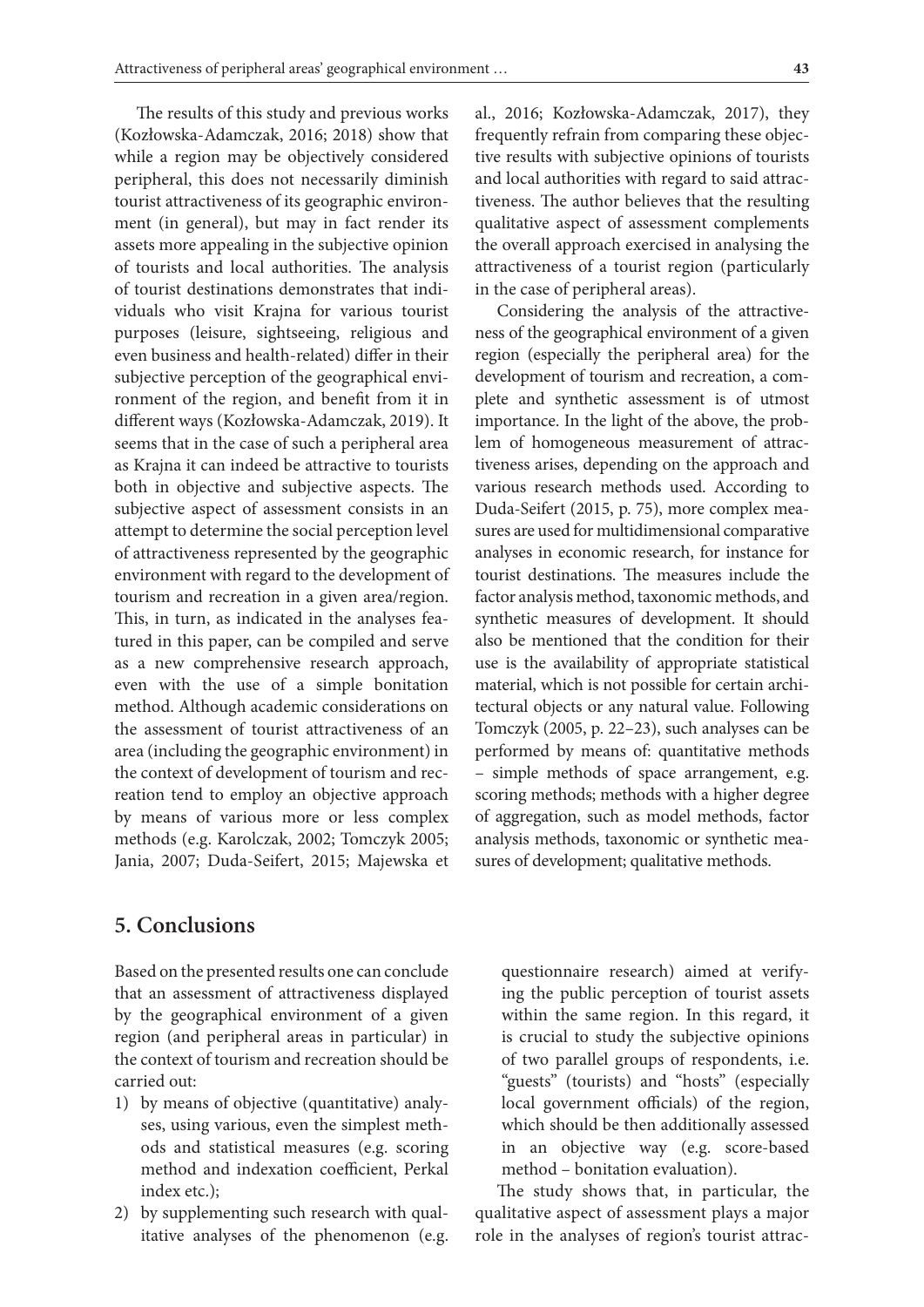The results of this study and previous works (Kozłowska-Adamczak, 2016; 2018) show that while a region may be objectively considered peripheral, this does not necessarily diminish tourist attractiveness of its geographic environment (in general), but may in fact render its assets more appealing in the subjective opinion of tourists and local authorities. The analysis of tourist destinations demonstrates that individuals who visit Krajna for various tourist purposes (leisure, sightseeing, religious and even business and health-related) differ in their subjective perception of the geographical environment of the region, and benefit from it in different ways (Kozłowska-Adamczak, 2019). It seems that in the case of such a peripheral area as Krajna it can indeed be attractive to tourists both in objective and subjective aspects. The subjective aspect of assessment consists in an attempt to determine the social perception level of attractiveness represented by the geographic environment with regard to the development of tourism and recreation in a given area/region. This, in turn, as indicated in the analyses featured in this paper, can be compiled and serve as a new comprehensive research approach, even with the use of a simple bonitation method. Although academic considerations on the assessment of tourist attractiveness of an area (including the geographic environment) in the context of development of tourism and recreation tend to employ an objective approach by means of various more or less complex methods (e.g. Karolczak, 2002; Tomczyk 2005; Jania, 2007; Duda-Seifert, 2015; Majewska et al., 2016; Kozłowska-Adamczak, 2017), they frequently refrain from comparing these objective results with subjective opinions of tourists and local authorities with regard to said attractiveness. The author believes that the resulting qualitative aspect of assessment complements the overall approach exercised in analysing the attractiveness of a tourist region (particularly in the case of peripheral areas).

Considering the analysis of the attractiveness of the geographical environment of a given region (especially the peripheral area) for the development of tourism and recreation, a complete and synthetic assessment is of utmost importance. In the light of the above, the problem of homogeneous measurement of attractiveness arises, depending on the approach and various research methods used. According to Duda-Seifert (2015, p. 75), more complex measures are used for multidimensional comparative analyses in economic research, for instance for tourist destinations. The measures include the factor analysis method, taxonomic methods, and synthetic measures of development. It should also be mentioned that the condition for their use is the availability of appropriate statistical material, which is not possible for certain architectural objects or any natural value. Following Tomczyk (2005, p. 22–23), such analyses can be performed by means of: quantitative methods – simple methods of space arrangement, e.g. scoring methods; methods with a higher degree of aggregation, such as model methods, factor analysis methods, taxonomic or synthetic measures of development; qualitative methods.

## 5. Conclusions

Based on the presented results one can conclude that an assessment of attractiveness displayed by the geographical environment of a given region (and peripheral areas in particular) in the context of tourism and recreation should be carried out:

1) by means of objective (quantitative) analyses, using various, even the simplest methods and statistical measures (e.g. scoring method and indexation coefficient, Perkal index etc.);
2) by supplementing such research with qualitative analyses of the phenomenon (e.g. questionnaire research) aimed at verifying the public perception of tourist assets within the same region. In this regard, it is crucial to study the subjective opinions of two parallel groups of respondents, i.e. "guests" (tourists) and "hosts" (especially local government officials) of the region, which should be then additionally assessed in an objective way (e.g. score-based method – bonitation evaluation).

The study shows that, in particular, the qualitative aspect of assessment plays a major role in the analyses of region's tourist attrac-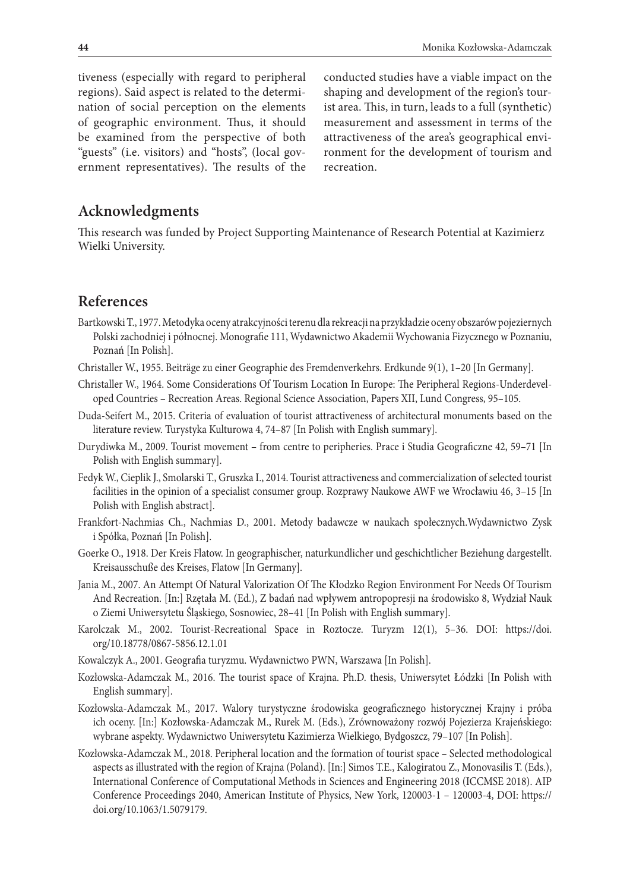tiveness (especially with regard to peripheral regions). Said aspect is related to the determination of social perception on the elements of geographic environment. Thus, it should be examined from the perspective of both "guests" (i.e. visitors) and "hosts", (local government representatives). The results of the conducted studies have a viable impact on the shaping and development of the region's tourist area. This, in turn, leads to a full (synthetic) measurement and assessment in terms of the attractiveness of the area's geographical environment for the development of tourism and recreation.

## Acknowledgments

This research was funded by Project Supporting Maintenance of Research Potential at Kazimierz Wielki University.

## References

Bartkowski T., 1977. Metodyka oceny atrakcyjności terenu dla rekreacji na przykładzie oceny obszarów pojeziernych Polski zachodniej i północnej. Monografie 111, Wydawnictwo Akademii Wychowania Fizycznego w Poznaniu, Poznań [In Polish].

Christaller W., 1955. Beiträge zu einer Geographie des Fremdenverkehrs. Erdkunde 9(1), 1–20 [In Germany].

Christaller W., 1964. Some Considerations Of Tourism Location In Europe: The Peripheral Regions-Underdeveloped Countries – Recreation Areas. Regional Science Association, Papers XII, Lund Congress, 95–105.

Duda-Seifert M., 2015. Criteria of evaluation of tourist attractiveness of architectural monuments based on the literature review. Turystyka Kulturowa 4, 74–87 [In Polish with English summary].

Durydiwka M., 2009. Tourist movement – from centre to peripheries. Prace i Studia Geograficzne 42, 59–71 [In Polish with English summary].

Fedyk W., Cieplik J., Smolarski T., Gruszka I., 2014. Tourist attractiveness and commercialization of selected tourist facilities in the opinion of a specialist consumer group. Rozprawy Naukowe AWF we Wrocławiu 46, 3–15 [In Polish with English abstract].

Frankfort-Nachmias Ch., Nachmias D., 2001. Metody badawcze w naukach społecznych.Wydawnictwo Zysk i Spółka, Poznań [In Polish].

Goerke O., 1918. Der Kreis Flatow. In geographischer, naturkundlicher und geschichtlicher Beziehung dargestellt. Kreisausschuße des Kreises, Flatow [In Germany].

Jania M., 2007. An Attempt Of Natural Valorization Of The Kłodzko Region Environment For Needs Of Tourism And Recreation. [In:] Rzętała M. (Ed.), Z badań nad wpływem antropopresji na środowisko 8, Wydział Nauk o Ziemi Uniwersytetu Śląskiego, Sosnowiec, 28–41 [In Polish with English summary].

Karolczak M., 2002. Tourist-Recreational Space in Roztocze. Turyzm 12(1), 5–36. DOI: https://doi.org/10.18778/0867-5856.12.1.01

Kowalczyk A., 2001. Geografia turyzmu. Wydawnictwo PWN, Warszawa [In Polish].

Kozłowska-Adamczak M., 2016. The tourist space of Krajna. Ph.D. thesis, Uniwersytet Łódzki [In Polish with English summary].

Kozłowska-Adamczak M., 2017. Walory turystyczne środowiska geograficznego historycznej Krajny i próba ich oceny. [In:] Kozłowska-Adamczak M., Rurek M. (Eds.), Zrównoważony rozwój Pojezierza Krajeńskiego: wybrane aspekty. Wydawnictwo Uniwersytetu Kazimierza Wielkiego, Bydgoszcz, 79–107 [In Polish].

Kozłowska-Adamczak M., 2018. Peripheral location and the formation of tourist space – Selected methodological aspects as illustrated with the region of Krajna (Poland). [In:] Simos T.E., Kalogiratou Z., Monovasilis T. (Eds.), International Conference of Computational Methods in Sciences and Engineering 2018 (ICCMSE 2018). AIP Conference Proceedings 2040, American Institute of Physics, New York, 120003-1 – 120003-4, DOI: https://doi.org/10.1063/1.5079179.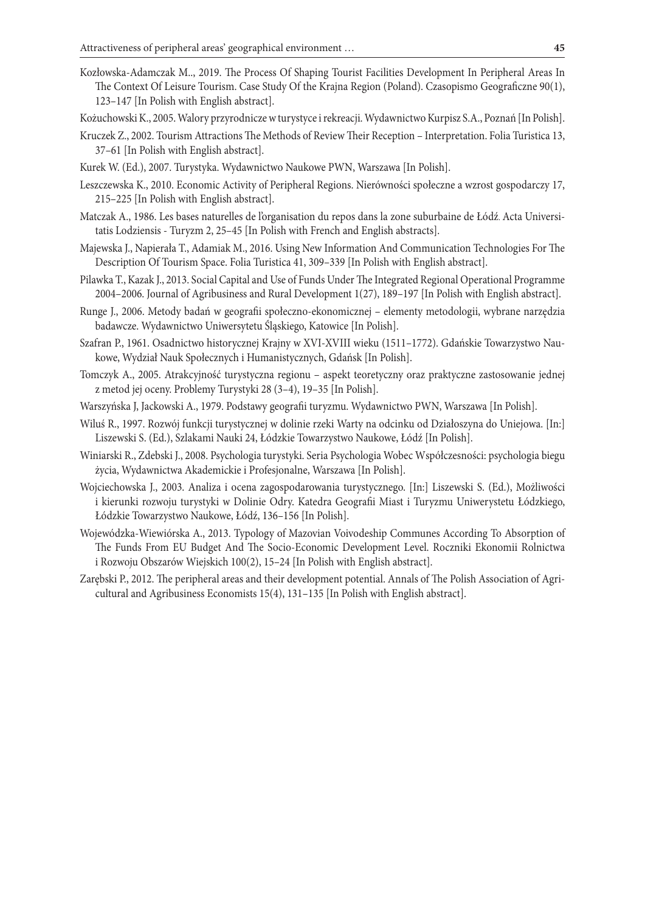Kozłowska-Adamczak M.., 2019. The Process Of Shaping Tourist Facilities Development In Peripheral Areas In The Context Of Leisure Tourism. Case Study Of the Krajna Region (Poland). Czasopismo Geograficzne 90(1), 123–147 [In Polish with English abstract].

Kożuchowski K., 2005. Walory przyrodnicze w turystyce i rekreacji. Wydawnictwo Kurpisz S.A., Poznań [In Polish].

Kruczek Z., 2002. Tourism Attractions The Methods of Review Their Reception – Interpretation. Folia Turistica 13, 37–61 [In Polish with English abstract].

Kurek W. (Ed.), 2007. Turystyka. Wydawnictwo Naukowe PWN, Warszawa [In Polish].

Leszczewska K., 2010. Economic Activity of Peripheral Regions. Nierówności społeczne a wzrost gospodarczy 17, 215–225 [In Polish with English abstract].

Matczak A., 1986. Les bases naturelles de l'organisation du repos dans la zone suburbaine de Łódź. Acta Universitatis Lodziensis - Turyzm 2, 25–45 [In Polish with French and English abstracts].

Majewska J., Napierała T., Adamiak M., 2016. Using New Information And Communication Technologies For The Description Of Tourism Space. Folia Turistica 41, 309–339 [In Polish with English abstract].

Pilawka T., Kazak J., 2013. Social Capital and Use of Funds Under The Integrated Regional Operational Programme 2004–2006. Journal of Agribusiness and Rural Development 1(27), 189–197 [In Polish with English abstract].

Runge J., 2006. Metody badań w geografii społeczno-ekonomicznej – elementy metodologii, wybrane narzędzia badawcze. Wydawnictwo Uniwersytetu Śląskiego, Katowice [In Polish].

Szafran P., 1961. Osadnictwo historycznej Krajny w XVI-XVIII wieku (1511–1772). Gdańskie Towarzystwo Naukowe, Wydział Nauk Społecznych i Humanistycznych, Gdańsk [In Polish].

Tomczyk A., 2005. Atrakcyjność turystyczna regionu – aspekt teoretyczny oraz praktyczne zastosowanie jednej z metod jej oceny. Problemy Turystyki 28 (3–4), 19–35 [In Polish].

Warszyńska J, Jackowski A., 1979. Podstawy geografii turyzmu. Wydawnictwo PWN, Warszawa [In Polish].

Wiluś R., 1997. Rozwój funkcji turystycznej w dolinie rzeki Warty na odcinku od Działoszyna do Uniejowa. [In:] Liszewski S. (Ed.), Szlakami Nauki 24, Łódzkie Towarzystwo Naukowe, Łódź [In Polish].

Winiarski R., Zdebski J., 2008. Psychologia turystyki. Seria Psychologia Wobec Współczesności: psychologia biegu życia, Wydawnictwa Akademickie i Profesjonalne, Warszawa [In Polish].

Wojciechowska J., 2003. Analiza i ocena zagospodarowania turystycznego. [In:] Liszewski S. (Ed.), Możliwości i kierunki rozwoju turystyki w Dolinie Odry. Katedra Geografii Miast i Turyzmu Uniwerystetu Łódzkiego, Łódzkie Towarzystwo Naukowe, Łódź, 136–156 [In Polish].

Wojewódzka-Wiewiórska A., 2013. Typology of Mazovian Voivodeship Communes According To Absorption of The Funds From EU Budget And The Socio-Economic Development Level. Roczniki Ekonomii Rolnictwa i Rozwoju Obszarów Wiejskich 100(2), 15–24 [In Polish with English abstract].

Zarębski P., 2012. The peripheral areas and their development potential. Annals of The Polish Association of Agricultural and Agribusiness Economists 15(4), 131–135 [In Polish with English abstract].